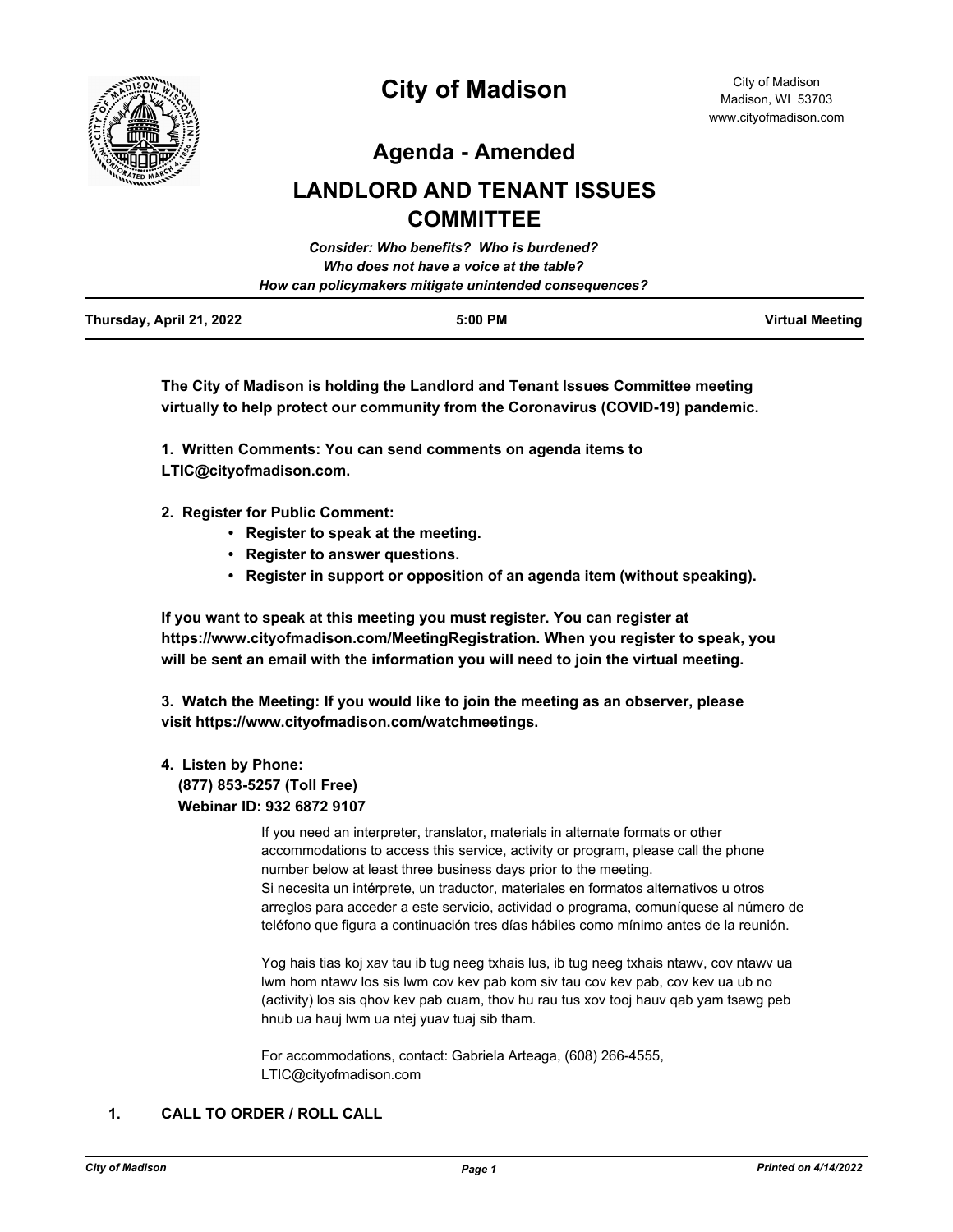# City of Madison

City of Madison
Madison, WI 53703
www.cityofmadison.com

## Agenda - Amended

## LANDLORD AND TENANT ISSUES COMMITTEE

***Consider: Who benefits? Who is burdened?***
***Who does not have a voice at the table?***
***How can policymakers mitigate unintended consequences?***

| Thursday, April 21, 2022 | 5:00 PM | Virtual Meeting |
|---|---|---|

**The City of Madison is holding the Landlord and Tenant Issues Committee meeting virtually to help protect our community from the Coronavirus (COVID-19) pandemic.**

**1. Written Comments: You can send comments on agenda items to LTIC@cityofmadison.com.**

**2. Register for Public Comment:**
- **Register to speak at the meeting.**
- **Register to answer questions.**
- **Register in support or opposition of an agenda item (without speaking).**

**If you want to speak at this meeting you must register. You can register at https://www.cityofmadison.com/MeetingRegistration. When you register to speak, you will be sent an email with the information you will need to join the virtual meeting.**

**3. Watch the Meeting: If you would like to join the meeting as an observer, please visit https://www.cityofmadison.com/watchmeetings.**

**4. Listen by Phone:**
**(877) 853-5257 (Toll Free)**
**Webinar ID: 932 6872 9107**

If you need an interpreter, translator, materials in alternate formats or other accommodations to access this service, activity or program, please call the phone number below at least three business days prior to the meeting.
Si necesita un intérprete, un traductor, materiales en formatos alternativos u otros arreglos para acceder a este servicio, actividad o programa, comuníquese al número de teléfono que figura a continuación tres días hábiles como mínimo antes de la reunión.

Yog hais tias koj xav tau ib tug neeg txhais lus, ib tug neeg txhais ntawv, cov ntawv ua lwm hom ntawv los sis lwm cov kev pab kom siv tau cov kev pab, cov kev ua ub no (activity) los sis qhov kev pab cuam, thov hu rau tus xov tooj hauv qab yam tsawg peb hnub ua hauj lwm ua ntej yuav tuaj sib tham.

For accommodations, contact: Gabriela Arteaga, (608) 266-4555, LTIC@cityofmadison.com

## 1. CALL TO ORDER / ROLL CALL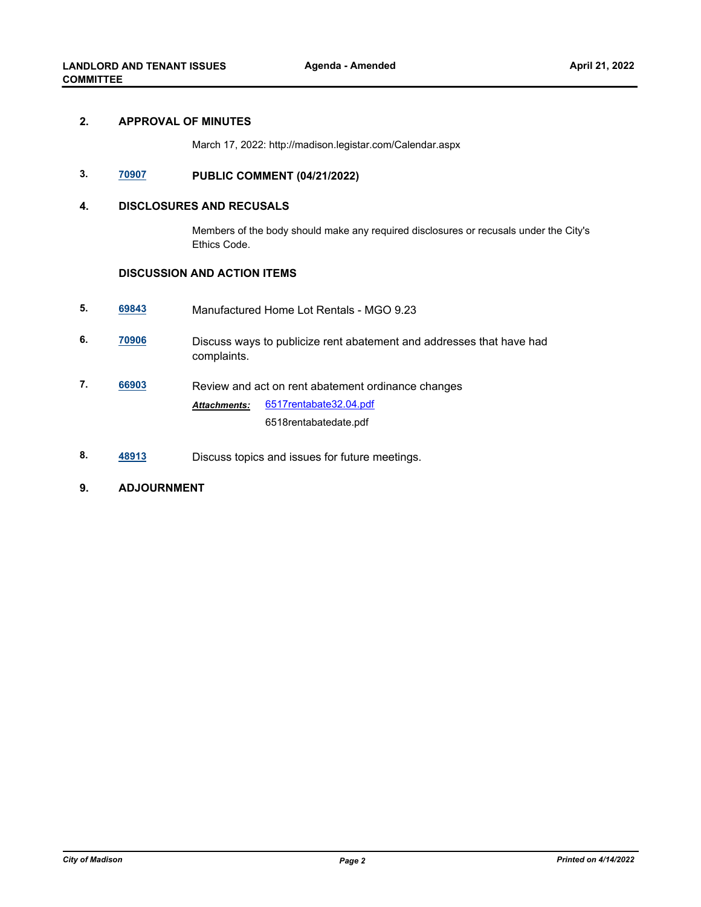## 2. APPROVAL OF MINUTES

March 17, 2022: http://madison.legistar.com/Calendar.aspx

## 3. 70907 PUBLIC COMMENT (04/21/2022)

## 4. DISCLOSURES AND RECUSALS

Members of the body should make any required disclosures or recusals under the City's Ethics Code.

### DISCUSSION AND ACTION ITEMS

5. **69843** Manufactured Home Lot Rentals - MGO 9.23

6. **70906** Discuss ways to publicize rent abatement and addresses that have had complaints.

7. **66903** Review and act on rent abatement ordinance changes

   ***Attachments:*** 6517rentabate32.04.pdf
   
   6518rentabatedate.pdf

8. **48913** Discuss topics and issues for future meetings.

## 9. ADJOURNMENT